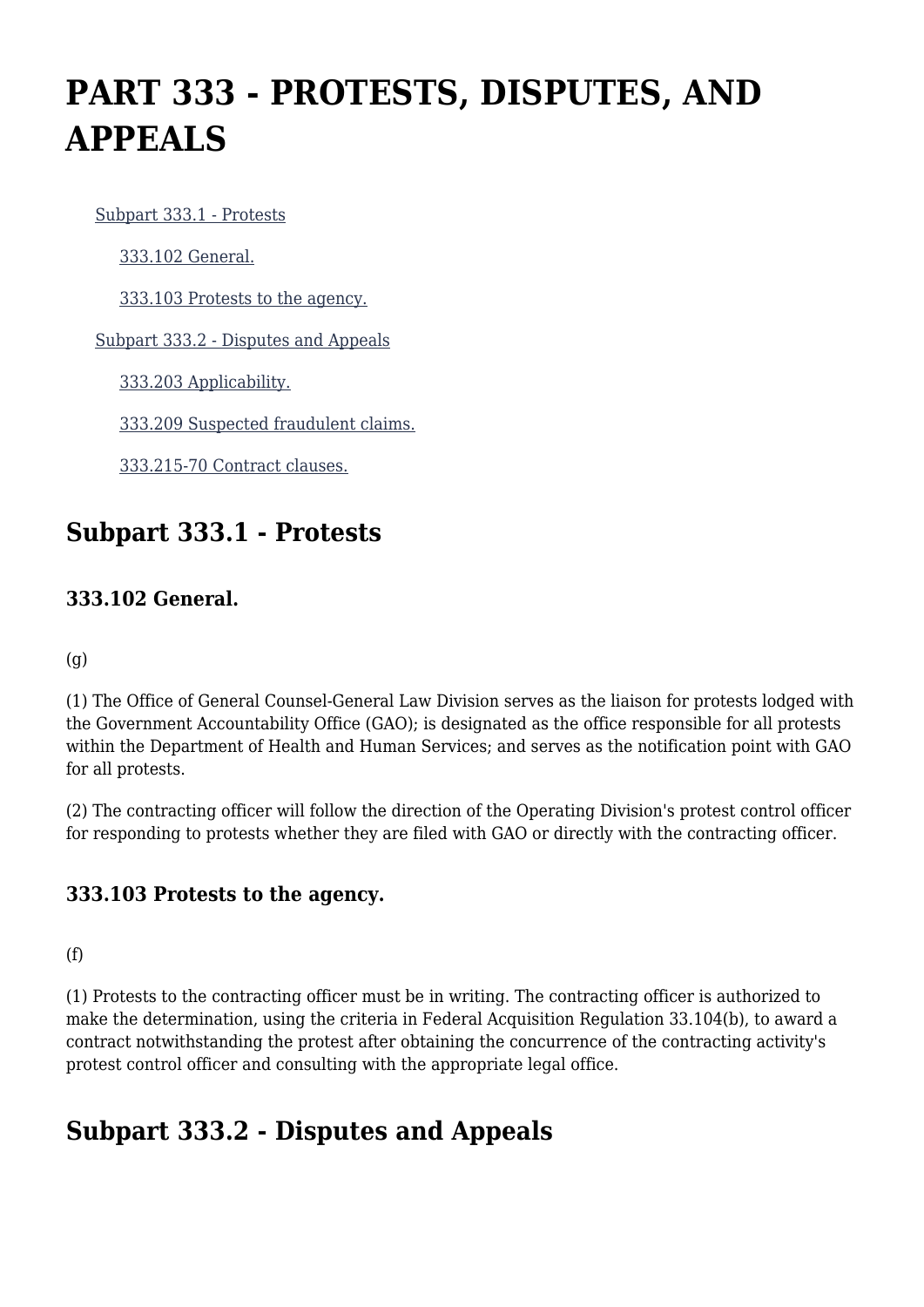# PART 333 - PROTESTS, DISPUTES, AND APPEALS

- Subpart 333.1 - Protests
  - 333.102 General.
  - 333.103 Protests to the agency.
- Subpart 333.2 - Disputes and Appeals
  - 333.203 Applicability.
  - 333.209 Suspected fraudulent claims.
  - 333.215-70 Contract clauses.

## Subpart 333.1 - Protests

### 333.102 General.

(g)

(1) The Office of General Counsel-General Law Division serves as the liaison for protests lodged with the Government Accountability Office (GAO); is designated as the office responsible for all protests within the Department of Health and Human Services; and serves as the notification point with GAO for all protests.

(2) The contracting officer will follow the direction of the Operating Division's protest control officer for responding to protests whether they are filed with GAO or directly with the contracting officer.

### 333.103 Protests to the agency.

(f)

(1) Protests to the contracting officer must be in writing. The contracting officer is authorized to make the determination, using the criteria in Federal Acquisition Regulation 33.104(b), to award a contract notwithstanding the protest after obtaining the concurrence of the contracting activity's protest control officer and consulting with the appropriate legal office.

## Subpart 333.2 - Disputes and Appeals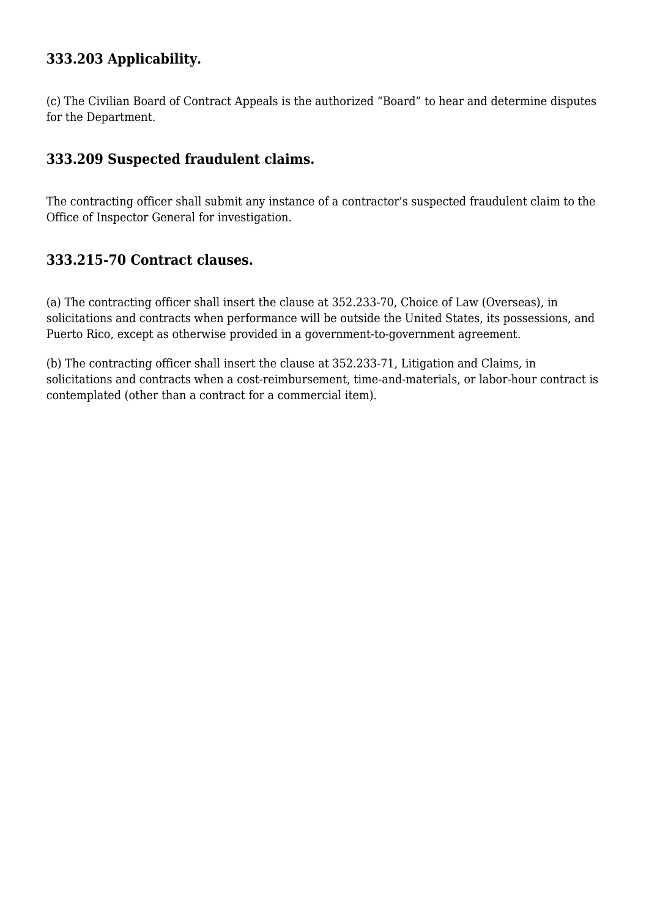### 333.203 Applicability.

(c) The Civilian Board of Contract Appeals is the authorized "Board" to hear and determine disputes for the Department.

### 333.209 Suspected fraudulent claims.

The contracting officer shall submit any instance of a contractor's suspected fraudulent claim to the Office of Inspector General for investigation.

### 333.215-70 Contract clauses.

(a) The contracting officer shall insert the clause at 352.233-70, Choice of Law (Overseas), in solicitations and contracts when performance will be outside the United States, its possessions, and Puerto Rico, except as otherwise provided in a government-to-government agreement.

(b) The contracting officer shall insert the clause at 352.233-71, Litigation and Claims, in solicitations and contracts when a cost-reimbursement, time-and-materials, or labor-hour contract is contemplated (other than a contract for a commercial item).